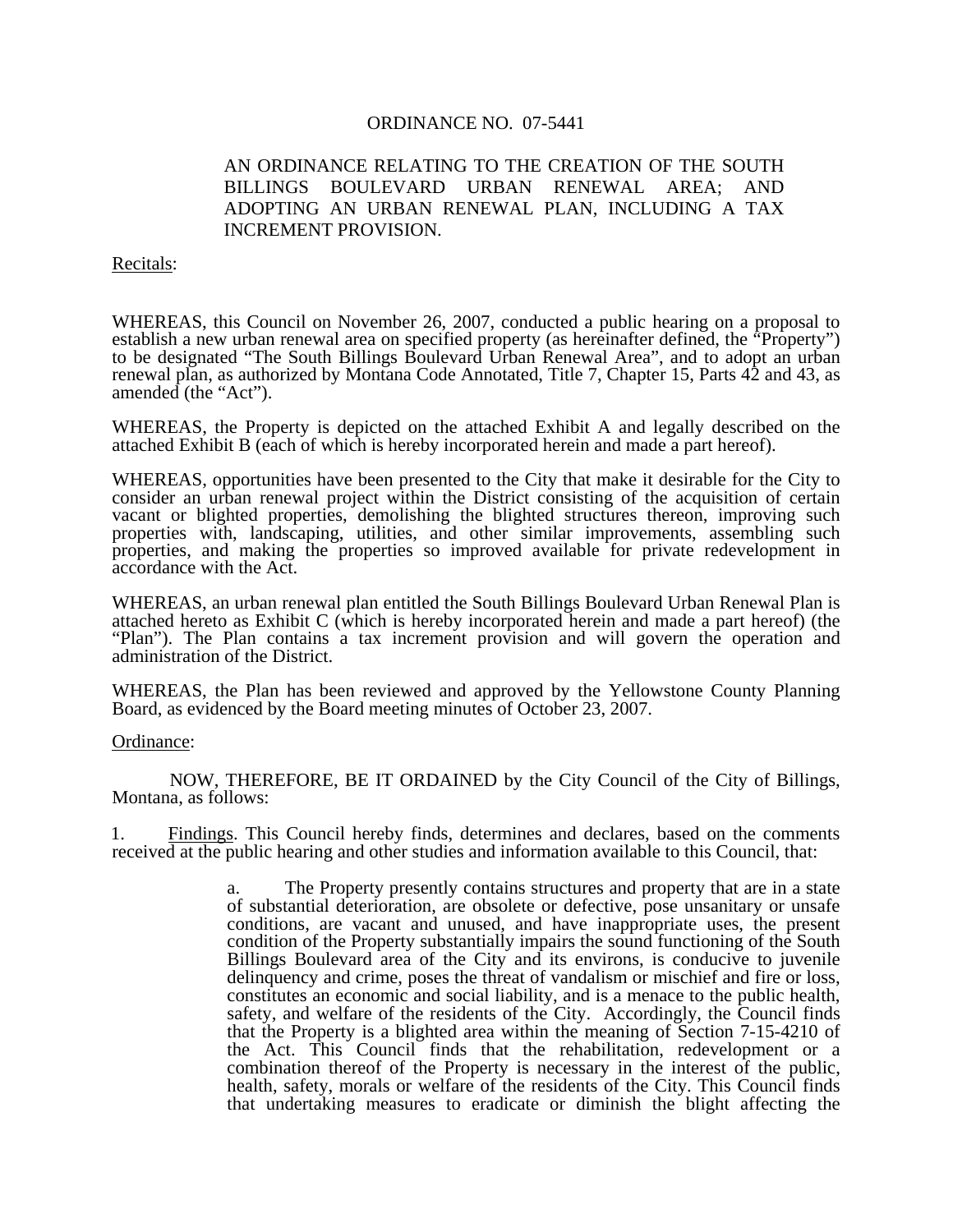# ORDINANCE NO. 07-5441

AN ORDINANCE RELATING TO THE CREATION OF THE SOUTH BILLINGS BOULEVARD URBAN RENEWAL AREA; AND ADOPTING AN URBAN RENEWAL PLAN, INCLUDING A TAX INCREMENT PROVISION.

Recitals:

WHEREAS, this Council on November 26, 2007, conducted a public hearing on a proposal to establish a new urban renewal area on specified property (as hereinafter defined, the "Property") to be designated "The South Billings Boulevard Urban Renewal Area", and to adopt an urban renewal plan, as authorized by Montana Code Annotated, Title 7, Chapter 15, Parts 42 and 43, as amended (the "Act").

WHEREAS, the Property is depicted on the attached Exhibit A and legally described on the attached Exhibit B (each of which is hereby incorporated herein and made a part hereof).

WHEREAS, opportunities have been presented to the City that make it desirable for the City to consider an urban renewal project within the District consisting of the acquisition of certain vacant or blighted properties, demolishing the blighted structures thereon, improving such properties with, landscaping, utilities, and other similar improvements, assembling such properties, and making the properties so improved available for private redevelopment in accordance with the Act.

WHEREAS, an urban renewal plan entitled the South Billings Boulevard Urban Renewal Plan is attached hereto as Exhibit C (which is hereby incorporated herein and made a part hereof) (the "Plan"). The Plan contains a tax increment provision and will govern the operation and administration of the District.

WHEREAS, the Plan has been reviewed and approved by the Yellowstone County Planning Board, as evidenced by the Board meeting minutes of October 23, 2007.

Ordinance:

NOW, THEREFORE, BE IT ORDAINED by the City Council of the City of Billings, Montana, as follows:

1. Findings. This Council hereby finds, determines and declares, based on the comments received at the public hearing and other studies and information available to this Council, that:

   a. The Property presently contains structures and property that are in a state of substantial deterioration, are obsolete or defective, pose unsanitary or unsafe conditions, are vacant and unused, and have inappropriate uses, the present condition of the Property substantially impairs the sound functioning of the South Billings Boulevard area of the City and its environs, is conducive to juvenile delinquency and crime, poses the threat of vandalism or mischief and fire or loss, constitutes an economic and social liability, and is a menace to the public health, safety, and welfare of the residents of the City. Accordingly, the Council finds that the Property is a blighted area within the meaning of Section 7-15-4210 of the Act. This Council finds that the rehabilitation, redevelopment or a combination thereof of the Property is necessary in the interest of the public, health, safety, morals or welfare of the residents of the City. This Council finds that undertaking measures to eradicate or diminish the blight affecting the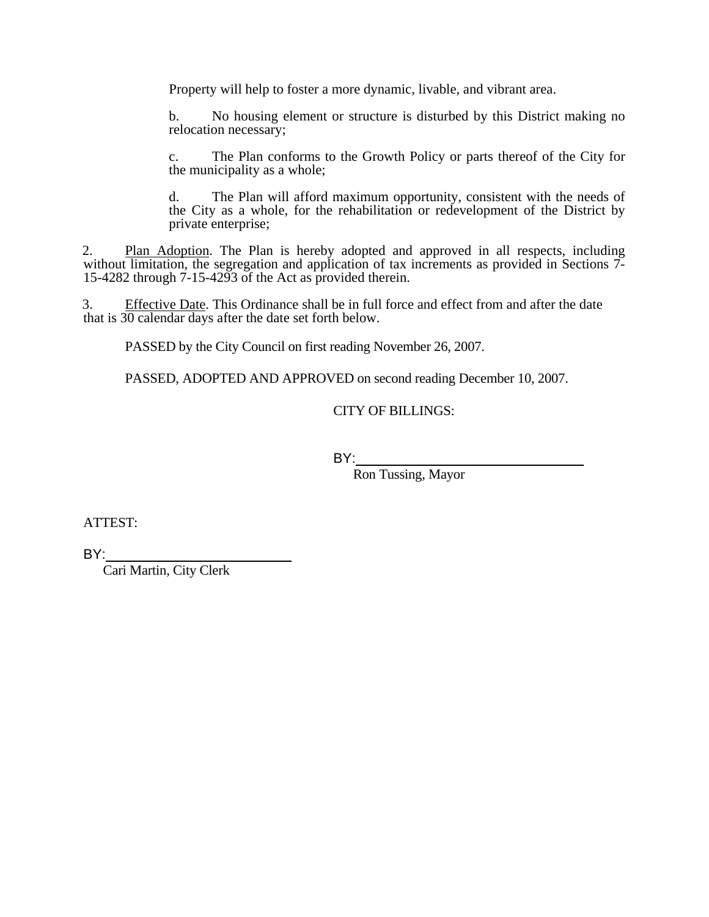Property will help to foster a more dynamic, livable, and vibrant area.

b. No housing element or structure is disturbed by this District making no relocation necessary;

c. The Plan conforms to the Growth Policy or parts thereof of the City for the municipality as a whole;

d. The Plan will afford maximum opportunity, consistent with the needs of the City as a whole, for the rehabilitation or redevelopment of the District by private enterprise;

2. Plan Adoption. The Plan is hereby adopted and approved in all respects, including without limitation, the segregation and application of tax increments as provided in Sections 7-15-4282 through 7-15-4293 of the Act as provided therein.

3. Effective Date. This Ordinance shall be in full force and effect from and after the date that is 30 calendar days after the date set forth below.

PASSED by the City Council on first reading November 26, 2007.

PASSED, ADOPTED AND APPROVED on second reading December 10, 2007.

CITY OF BILLINGS:

BY:\_\_\_\_\_\_\_\_\_\_\_\_\_\_\_\_\_\_\_\_\_\_\_\_\_\_\_\_\_\_
Ron Tussing, Mayor

ATTEST:

BY:\_\_\_\_\_\_\_\_\_\_\_\_\_\_\_\_\_\_\_\_\_\_\_\_\_\_
Cari Martin, City Clerk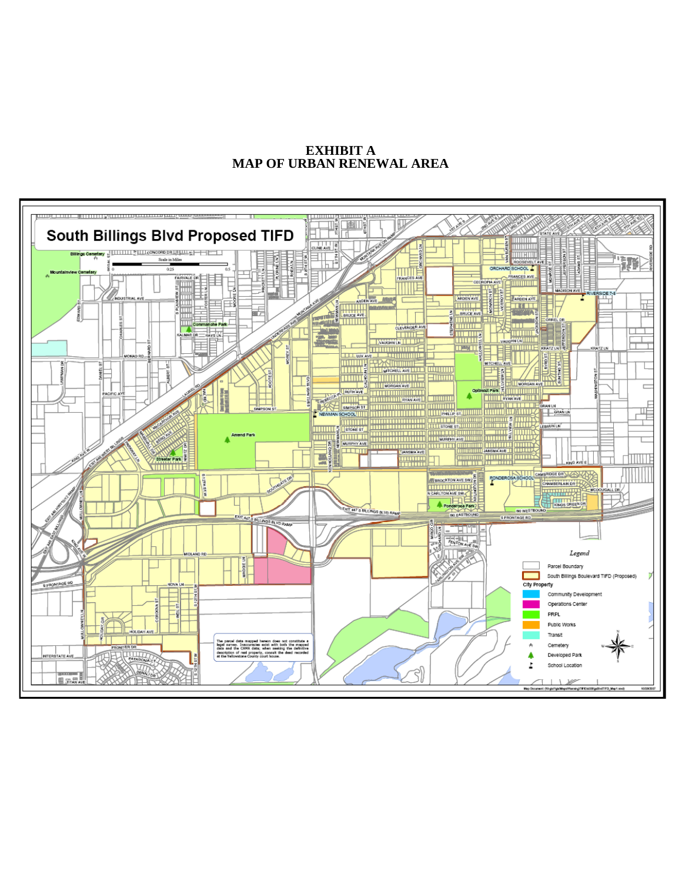# EXHIBIT A
# MAP OF URBAN RENEWAL AREA

**South Billings Blvd Proposed TIFD**

Legend

- Parcel Boundary
- South Billings Boulevard TIFD (Proposed)

City Property

- Community Development
- Operations Center
- PRPL
- Public Works
- Transit
- Cemetery
- Developed Park
- School Location

The parcel data mapped hereon does not constitute a legal survey. Inaccuracies exist with both the mapped data and the CAMA data; when seeking the definitive description of real property, consult the deed recorded at the Yellowstone County court house.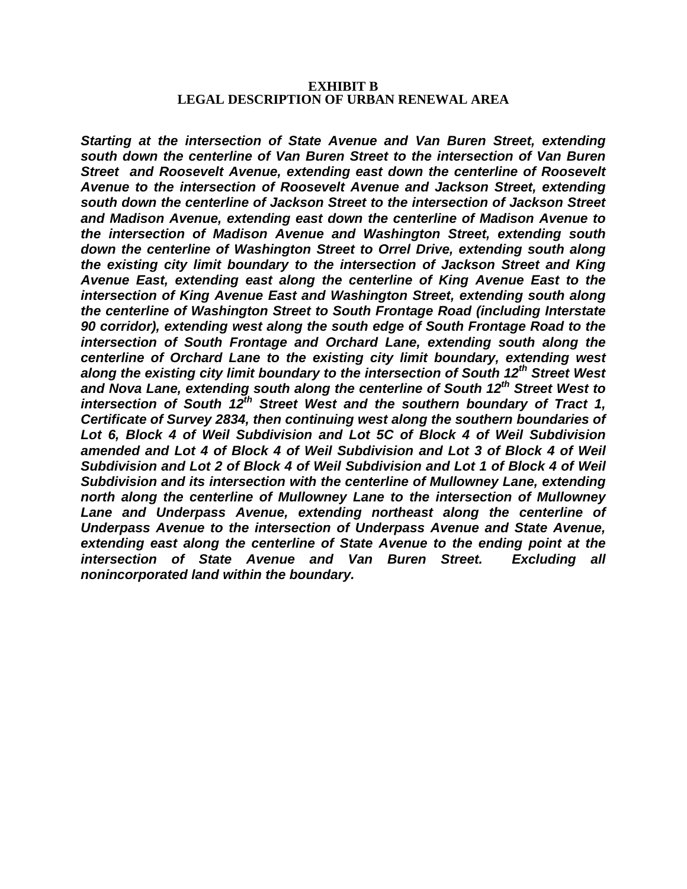**EXHIBIT B**
**LEGAL DESCRIPTION OF URBAN RENEWAL AREA**

***Starting at the intersection of State Avenue and Van Buren Street, extending south down the centerline of Van Buren Street to the intersection of Van Buren Street and Roosevelt Avenue, extending east down the centerline of Roosevelt Avenue to the intersection of Roosevelt Avenue and Jackson Street, extending south down the centerline of Jackson Street to the intersection of Jackson Street and Madison Avenue, extending east down the centerline of Madison Avenue to the intersection of Madison Avenue and Washington Street, extending south down the centerline of Washington Street to Orrel Drive, extending south along the existing city limit boundary to the intersection of Jackson Street and King Avenue East, extending east along the centerline of King Avenue East to the intersection of King Avenue East and Washington Street, extending south along the centerline of Washington Street to South Frontage Road (including Interstate 90 corridor), extending west along the south edge of South Frontage Road to the intersection of South Frontage and Orchard Lane, extending south along the centerline of Orchard Lane to the existing city limit boundary, extending west along the existing city limit boundary to the intersection of South 12th Street West and Nova Lane, extending south along the centerline of South 12th Street West to intersection of South 12th Street West and the southern boundary of Tract 1, Certificate of Survey 2834, then continuing west along the southern boundaries of Lot 6, Block 4 of Weil Subdivision and Lot 5C of Block 4 of Weil Subdivision amended and Lot 4 of Block 4 of Weil Subdivision and Lot 3 of Block 4 of Weil Subdivision and Lot 2 of Block 4 of Weil Subdivision and Lot 1 of Block 4 of Weil Subdivision and its intersection with the centerline of Mullowney Lane, extending north along the centerline of Mullowney Lane to the intersection of Mullowney Lane and Underpass Avenue, extending northeast along the centerline of Underpass Avenue to the intersection of Underpass Avenue and State Avenue, extending east along the centerline of State Avenue to the ending point at the intersection of State Avenue and Van Buren Street. Excluding all nonincorporated land within the boundary.***